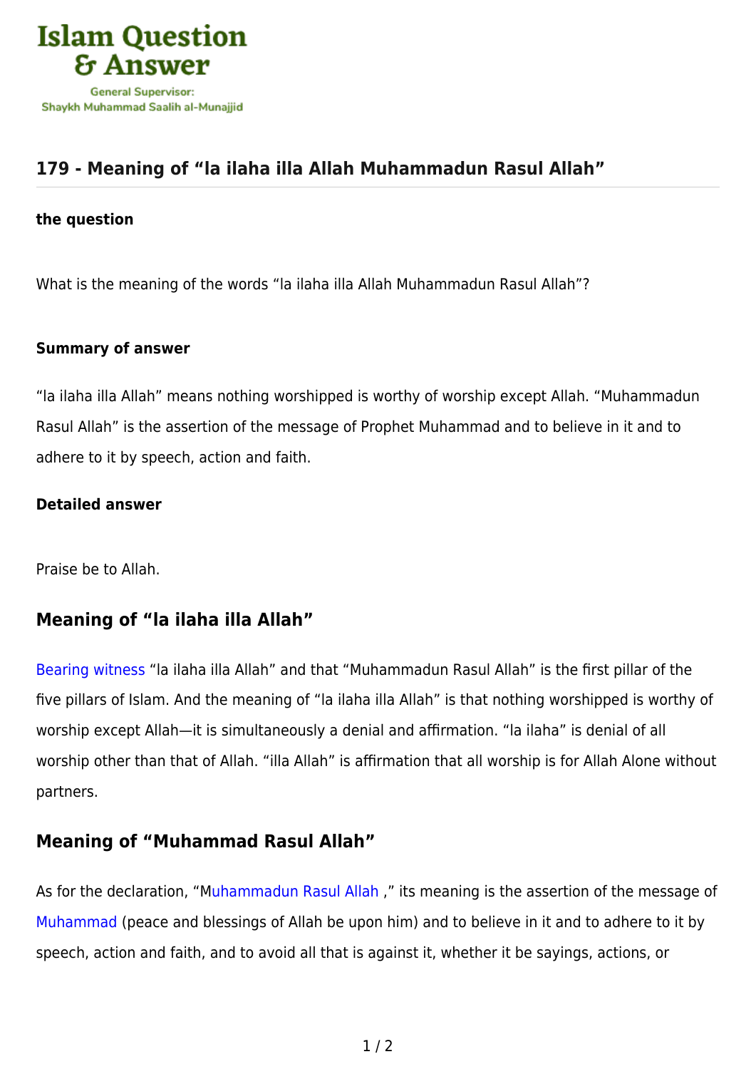Islam Question & Answer

General Supervisor: Shaykh Muhammad Saalih al-Munajjid

## 179 - Meaning of “la ilaha illa Allah Muhammadun Rasul Allah”

**the question**

What is the meaning of the words “la ilaha illa Allah Muhammadun Rasul Allah”?

**Summary of answer**

“la ilaha illa Allah” means nothing worshipped is worthy of worship except Allah. “Muhammadun Rasul Allah” is the assertion of the message of Prophet Muhammad and to believe in it and to adhere to it by speech, action and faith.

**Detailed answer**

Praise be to Allah.

## Meaning of “la ilaha illa Allah”

Bearing witness “la ilaha illa Allah” and that “Muhammadun Rasul Allah” is the first pillar of the five pillars of Islam. And the meaning of “la ilaha illa Allah” is that nothing worshipped is worthy of worship except Allah—it is simultaneously a denial and affirmation. “la ilaha” is denial of all worship other than that of Allah. “illa Allah” is affirmation that all worship is for Allah Alone without partners.

## Meaning of “Muhammad Rasul Allah”

As for the declaration, “Muhammadun Rasul Allah ,” its meaning is the assertion of the message of Muhammad (peace and blessings of Allah be upon him) and to believe in it and to adhere to it by speech, action and faith, and to avoid all that is against it, whether it be sayings, actions, or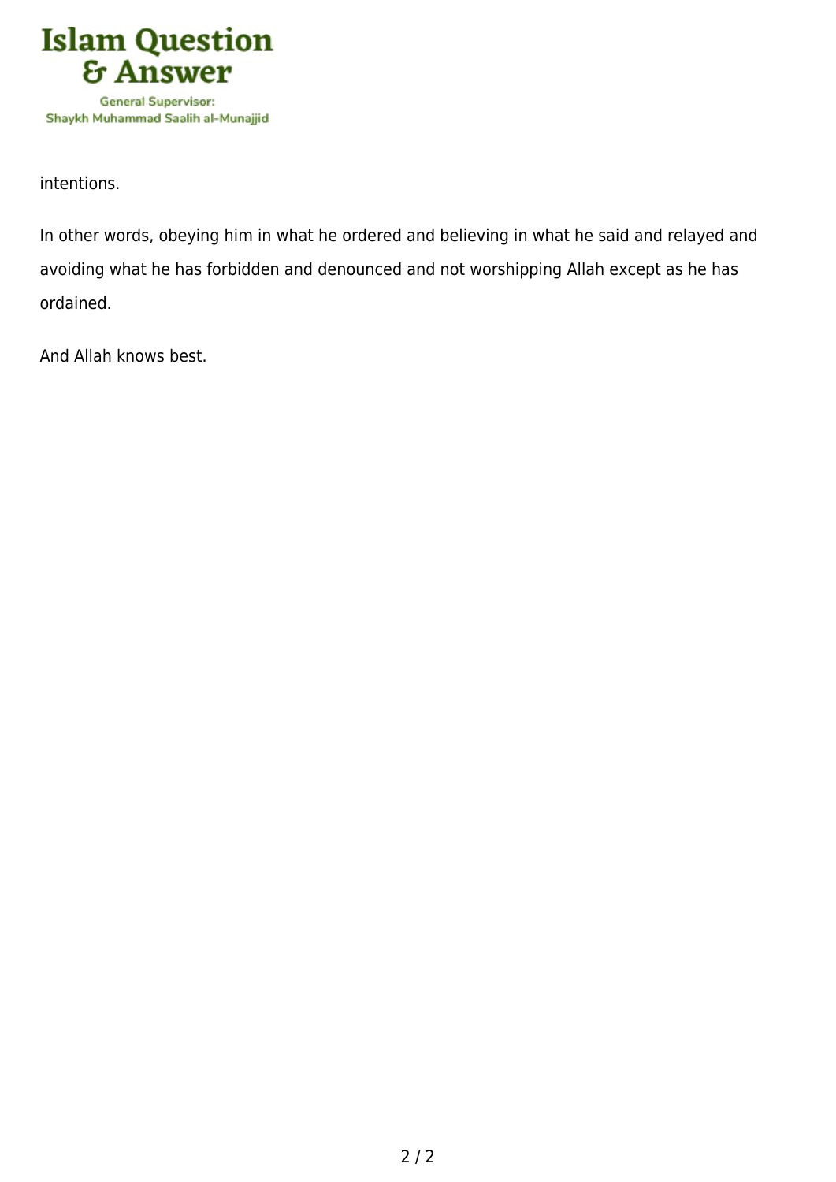intentions.

In other words, obeying him in what he ordered and believing in what he said and relayed and avoiding what he has forbidden and denounced and not worshipping Allah except as he has ordained.

And Allah knows best.